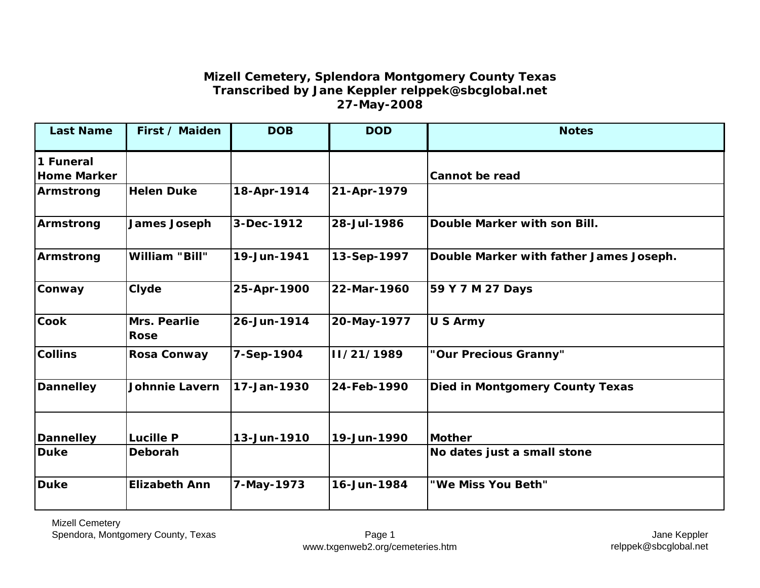# Mizell Cemetery, Splendora Montgomery County Texas
## Transcribed by Jane Keppler relppek@sbcglobal.net
## 27-May-2008

| Last Name | First / Maiden | DOB | DOD | Notes |
|---|---|---|---|---|
| 1 Funeral Home Marker | | | | Cannot be read |
| Armstrong | Helen Duke | 18-Apr-1914 | 21-Apr-1979 | |
| Armstrong | James Joseph | 3-Dec-1912 | 28-Jul-1986 | Double Marker with son Bill. |
| Armstrong | William "Bill" | 19-Jun-1941 | 13-Sep-1997 | Double Marker with father James Joseph. |
| Conway | Clyde | 25-Apr-1900 | 22-Mar-1960 | 59 Y 7 M 27 Days |
| Cook | Mrs. Pearlie Rose | 26-Jun-1914 | 20-May-1977 | U S Army |
| Collins | Rosa Conway | 7-Sep-1904 | II/21/1989 | "Our Precious Granny" |
| Dannelley | Johnnie Lavern | 17-Jan-1930 | 24-Feb-1990 | Died in Montgomery County Texas |
| Dannelley | Lucille P | 13-Jun-1910 | 19-Jun-1990 | Mother |
| Duke | Deborah | | | No dates just a small stone |
| Duke | Elizabeth Ann | 7-May-1973 | 16-Jun-1984 | "We Miss You Beth" |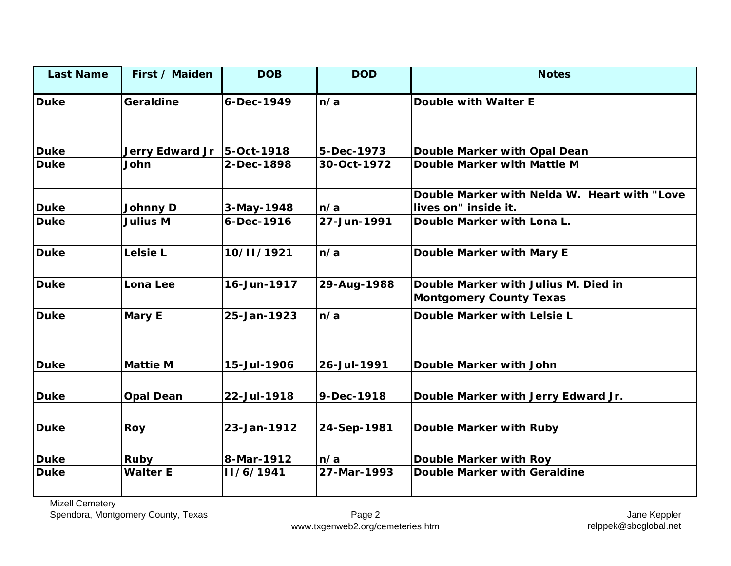| Last Name | First / Maiden | DOB | DOD | Notes |
|---|---|---|---|---|
| Duke | Geraldine | 6-Dec-1949 | n/a | Double with Walter E |
| Duke | Jerry Edward Jr | 5-Oct-1918 | 5-Dec-1973 | Double Marker with Opal Dean |
| Duke | John | 2-Dec-1898 | 30-Oct-1972 | Double Marker with Mattie M |
| Duke | Johnny D | 3-May-1948 | n/a | Double Marker with Nelda W. Heart with "Love lives on" inside it. |
| Duke | Julius M | 6-Dec-1916 | 27-Jun-1991 | Double Marker with Lona L. |
| Duke | Lelsie L | 10/11/1921 | n/a | Double Marker with Mary E |
| Duke | Lona Lee | 16-Jun-1917 | 29-Aug-1988 | Double Marker with Julius M. Died in Montgomery County Texas |
| Duke | Mary E | 25-Jan-1923 | n/a | Double Marker with Lelsie L |
| Duke | Mattie M | 15-Jul-1906 | 26-Jul-1991 | Double Marker with John |
| Duke | Opal Dean | 22-Jul-1918 | 9-Dec-1918 | Double Marker with Jerry Edward Jr. |
| Duke | Roy | 23-Jan-1912 | 24-Sep-1981 | Double Marker with Ruby |
| Duke | Ruby | 8-Mar-1912 | n/a | Double Marker with Roy |
| Duke | Walter E | 11/6/1941 | 27-Mar-1993 | Double Marker with Geraldine |

Mizell Cemetery
Spendora, Montgomery County, Texas

www.txgenweb2.org/cemeteries.htm

Jane Keppler
relppek@sbcglobal.net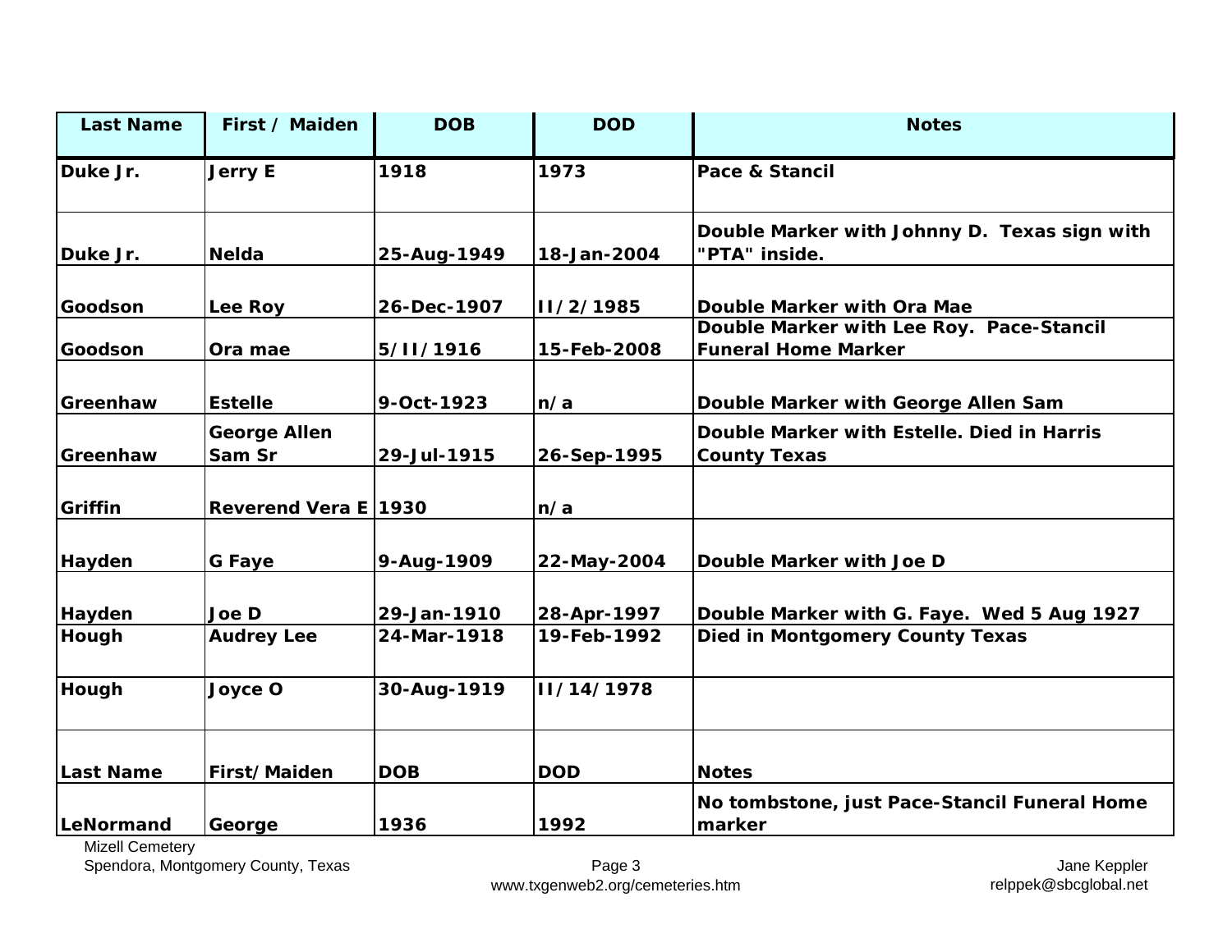| Last Name | First / Maiden | DOB | DOD | Notes |
|---|---|---|---|---|
| Duke Jr. | Jerry E | 1918 | 1973 | Pace & Stancil |
| Duke Jr. | Nelda | 25-Aug-1949 | 18-Jan-2004 | Double Marker with Johnny D. Texas sign with "PTA" inside. |
| Goodson | Lee Roy | 26-Dec-1907 | 11/2/1985 | Double Marker with Ora Mae |
| Goodson | Ora mae | 5/11/1916 | 15-Feb-2008 | Double Marker with Lee Roy. Pace-Stancil Funeral Home Marker |
| Greenhaw | Estelle | 9-Oct-1923 | n/a | Double Marker with George Allen Sam |
| Greenhaw | George Allen Sam Sr | 29-Jul-1915 | 26-Sep-1995 | Double Marker with Estelle. Died in Harris County Texas |
| Griffin | Reverend Vera E | 1930 | n/a | |
| Hayden | G Faye | 9-Aug-1909 | 22-May-2004 | Double Marker with Joe D |
| Hayden | Joe D | 29-Jan-1910 | 28-Apr-1997 | Double Marker with G. Faye. Wed 5 Aug 1927 |
| Hough | Audrey Lee | 24-Mar-1918 | 19-Feb-1992 | Died in Montgomery County Texas |
| Hough | Joyce O | 30-Aug-1919 | 11/14/1978 | |
| Last Name | First/Maiden | DOB | DOD | Notes |
| LeNormand | George | 1936 | 1992 | No tombstone, just Pace-Stancil Funeral Home marker |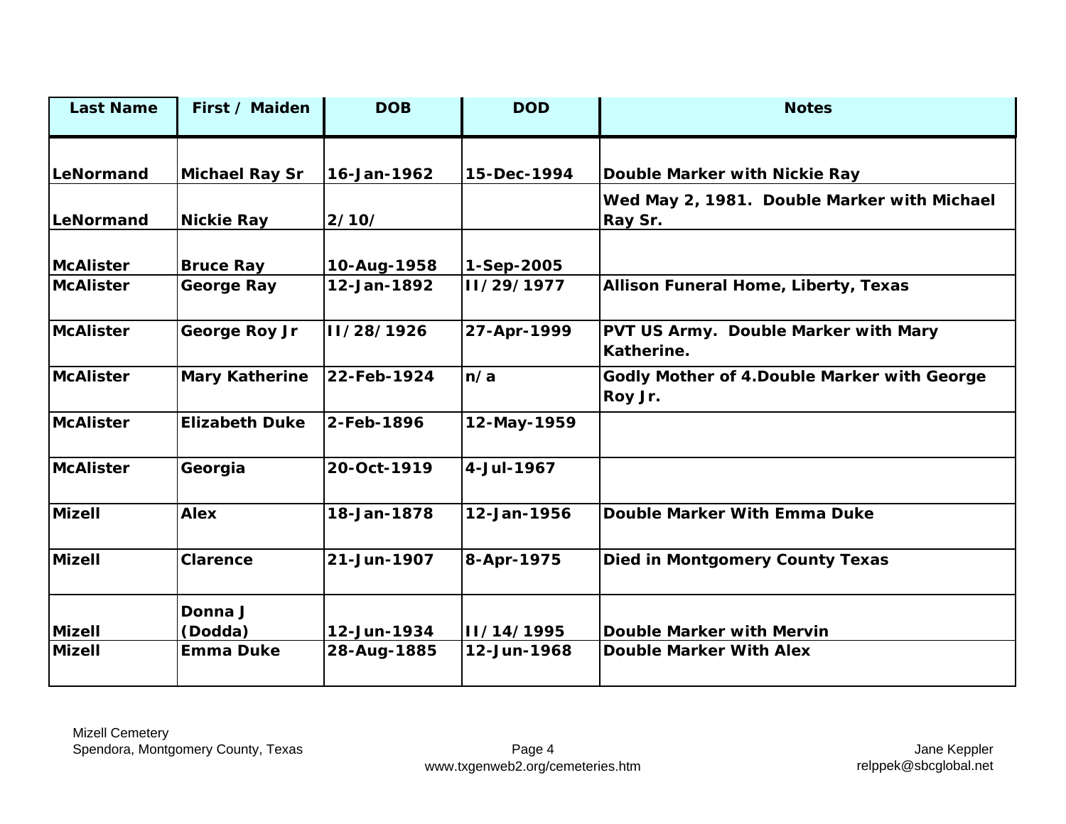| Last Name | First / Maiden | DOB | DOD | Notes |
|---|---|---|---|---|
| LeNormand | Michael Ray Sr | 16-Jan-1962 | 15-Dec-1994 | Double Marker with Nickie Ray |
| LeNormand | Nickie Ray | 2/10/ | | Wed May 2, 1981. Double Marker with Michael Ray Sr. |
| McAlister | Bruce Ray | 10-Aug-1958 | 1-Sep-2005 | |
| McAlister | George Ray | 12-Jan-1892 | 11/29/1977 | Allison Funeral Home, Liberty, Texas |
| McAlister | George Roy Jr | 11/28/1926 | 27-Apr-1999 | PVT US Army. Double Marker with Mary Katherine. |
| McAlister | Mary Katherine | 22-Feb-1924 | n/a | Godly Mother of 4.Double Marker with George Roy Jr. |
| McAlister | Elizabeth Duke | 2-Feb-1896 | 12-May-1959 | |
| McAlister | Georgia | 20-Oct-1919 | 4-Jul-1967 | |
| Mizell | Alex | 18-Jan-1878 | 12-Jan-1956 | Double Marker With Emma Duke |
| Mizell | Clarence | 21-Jun-1907 | 8-Apr-1975 | Died in Montgomery County Texas |
| Mizell | Donna J (Dodda) | 12-Jun-1934 | 11/14/1995 | Double Marker with Mervin |
| Mizell | Emma Duke | 28-Aug-1885 | 12-Jun-1968 | Double Marker With Alex |

Mizell Cemetery
Spendora, Montgomery County, Texas

www.txgenweb2.org/cemeteries.htm

Jane Keppler
relppek@sbcglobal.net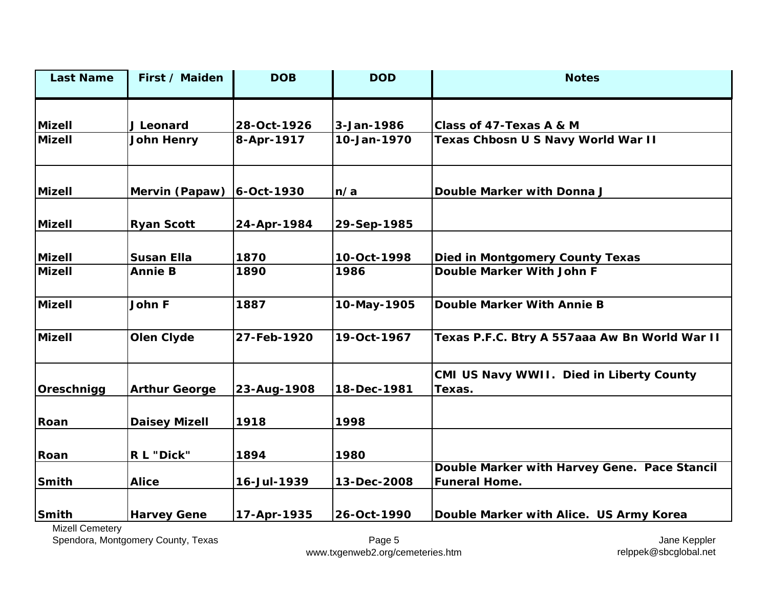| Last Name | First / Maiden | DOB | DOD | Notes |
|---|---|---|---|---|
| Mizell | J Leonard | 28-Oct-1926 | 3-Jan-1986 | Class of 47-Texas A & M |
| Mizell | John Henry | 8-Apr-1917 | 10-Jan-1970 | Texas Chbosn U S Navy World War II |
| Mizell | Mervin (Papaw) | 6-Oct-1930 | n/a | Double Marker with Donna J |
| Mizell | Ryan Scott | 24-Apr-1984 | 29-Sep-1985 | |
| Mizell | Susan Ella | 1870 | 10-Oct-1998 | Died in Montgomery County Texas |
| Mizell | Annie B | 1890 | 1986 | Double Marker With John F |
| Mizell | John F | 1887 | 10-May-1905 | Double Marker With Annie B |
| Mizell | Olen Clyde | 27-Feb-1920 | 19-Oct-1967 | Texas P.F.C. Btry A 557aaa Aw Bn World War II |
| Oreschnigg | Arthur George | 23-Aug-1908 | 18-Dec-1981 | CMI US Navy WWII. Died in Liberty County Texas. |
| Roan | Daisey Mizell | 1918 | 1998 | |
| Roan | R L "Dick" | 1894 | 1980 | |
| Smith | Alice | 16-Jul-1939 | 13-Dec-2008 | Double Marker with Harvey Gene. Pace Stancil Funeral Home. |
| Smith | Harvey Gene | 17-Apr-1935 | 26-Oct-1990 | Double Marker with Alice. US Army Korea |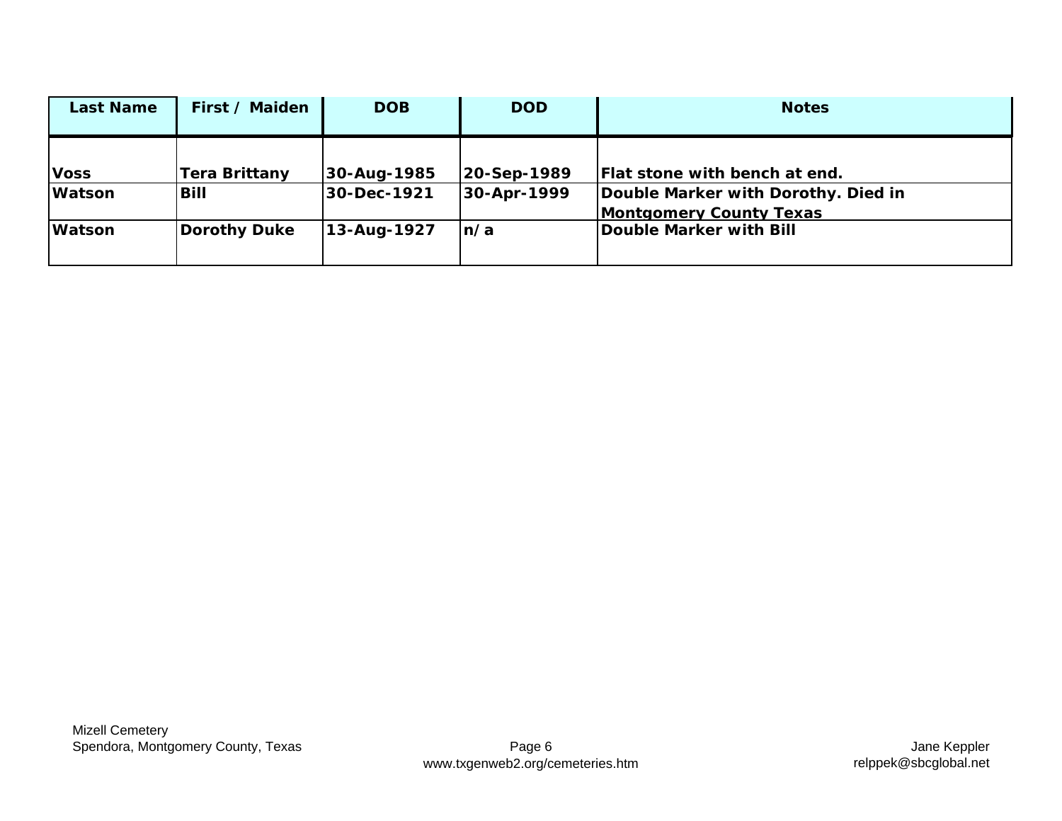| Last Name | First / Maiden | DOB | DOD | Notes |
|---|---|---|---|---|
| **Voss** | **Tera Brittany** | **30-Aug-1985** | **20-Sep-1989** | **Flat stone with bench at end.** |
| **Watson** | **Bill** | **30-Dec-1921** | **30-Apr-1999** | **Double Marker with Dorothy. Died in Montgomery County Texas** |
| **Watson** | **Dorothy Duke** | **13-Aug-1927** | **n/a** | **Double Marker with Bill** |